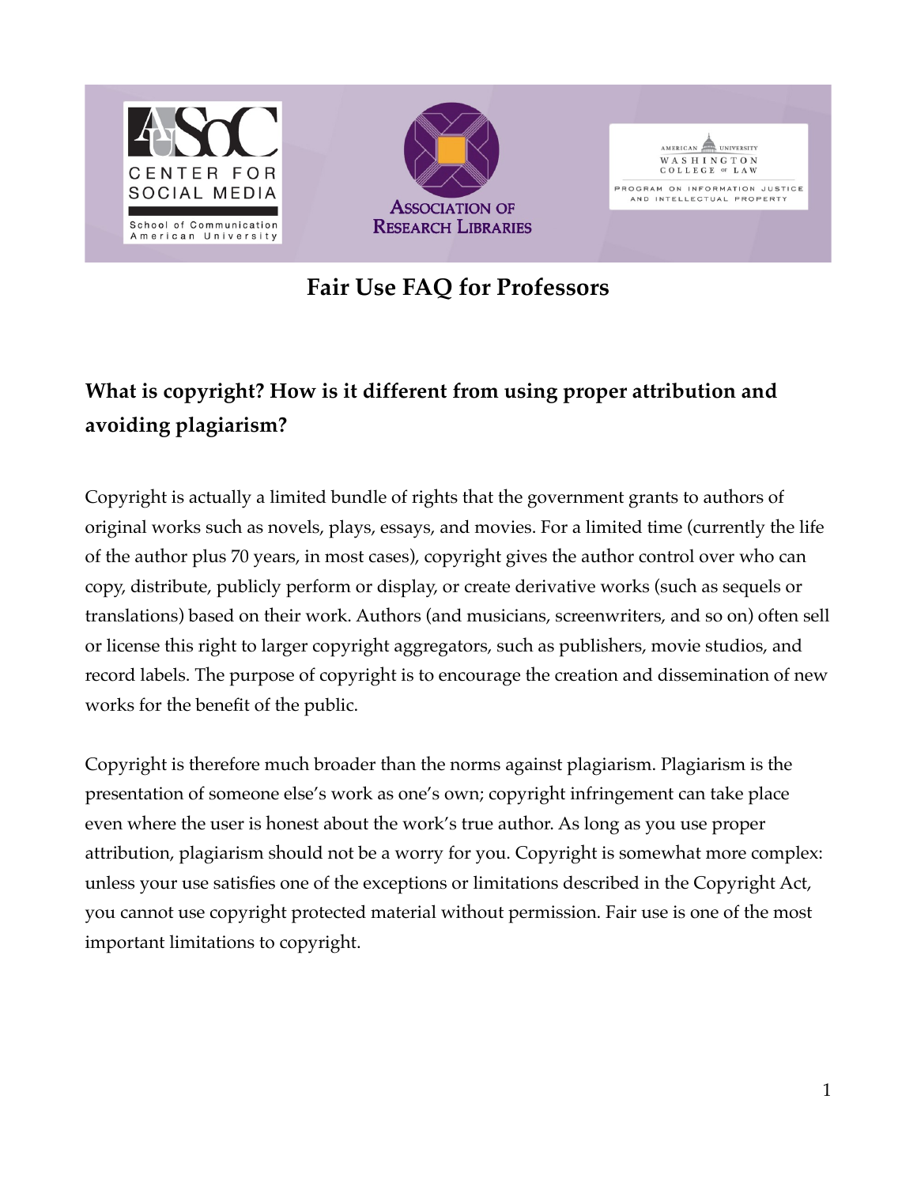# Fair Use FAQ for Professors

## What is copyright? How is it different from using proper attribution and avoiding plagiarism?

Copyright is actually a limited bundle of rights that the government grants to authors of original works such as novels, plays, essays, and movies. For a limited time (currently the life of the author plus 70 years, in most cases), copyright gives the author control over who can copy, distribute, publicly perform or display, or create derivative works (such as sequels or translations) based on their work. Authors (and musicians, screenwriters, and so on) often sell or license this right to larger copyright aggregators, such as publishers, movie studios, and record labels. The purpose of copyright is to encourage the creation and dissemination of new works for the benefit of the public.

Copyright is therefore much broader than the norms against plagiarism. Plagiarism is the presentation of someone else's work as one's own; copyright infringement can take place even where the user is honest about the work's true author. As long as you use proper attribution, plagiarism should not be a worry for you. Copyright is somewhat more complex: unless your use satisfies one of the exceptions or limitations described in the Copyright Act, you cannot use copyright protected material without permission. Fair use is one of the most important limitations to copyright.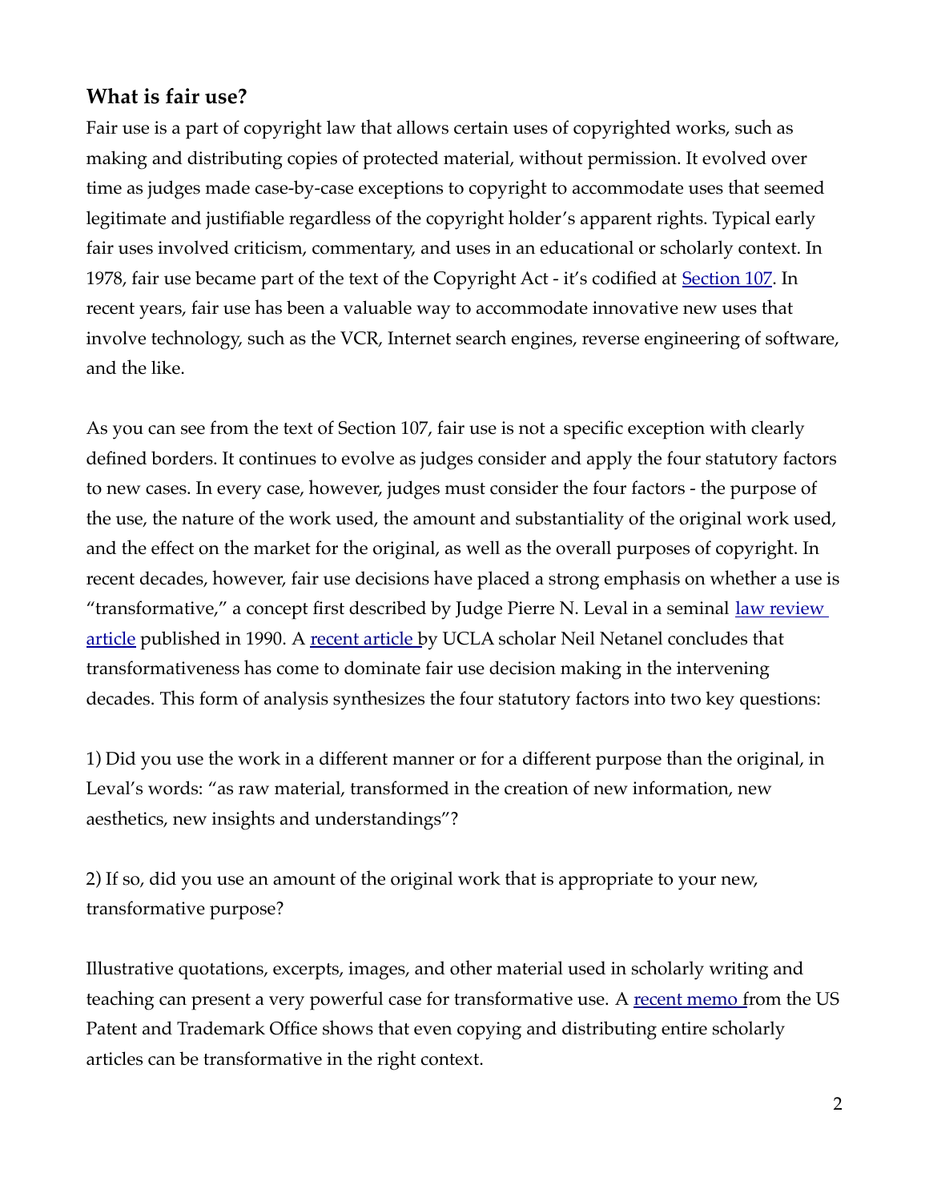### What is fair use?

Fair use is a part of copyright law that allows certain uses of copyrighted works, such as making and distributing copies of protected material, without permission. It evolved over time as judges made case-by-case exceptions to copyright to accommodate uses that seemed legitimate and justifiable regardless of the copyright holder's apparent rights. Typical early fair uses involved criticism, commentary, and uses in an educational or scholarly context. In 1978, fair use became part of the text of the Copyright Act - it's codified at Section 107. In recent years, fair use has been a valuable way to accommodate innovative new uses that involve technology, such as the VCR, Internet search engines, reverse engineering of software, and the like.

As you can see from the text of Section 107, fair use is not a specific exception with clearly defined borders. It continues to evolve as judges consider and apply the four statutory factors to new cases. In every case, however, judges must consider the four factors - the purpose of the use, the nature of the work used, the amount and substantiality of the original work used, and the effect on the market for the original, as well as the overall purposes of copyright. In recent decades, however, fair use decisions have placed a strong emphasis on whether a use is "transformative," a concept first described by Judge Pierre N. Leval in a seminal law review article published in 1990. A recent article by UCLA scholar Neil Netanel concludes that transformativeness has come to dominate fair use decision making in the intervening decades. This form of analysis synthesizes the four statutory factors into two key questions:

1) Did you use the work in a different manner or for a different purpose than the original, in Leval's words: "as raw material, transformed in the creation of new information, new aesthetics, new insights and understandings"?

2) If so, did you use an amount of the original work that is appropriate to your new, transformative purpose?

Illustrative quotations, excerpts, images, and other material used in scholarly writing and teaching can present a very powerful case for transformative use. A recent memo from the US Patent and Trademark Office shows that even copying and distributing entire scholarly articles can be transformative in the right context.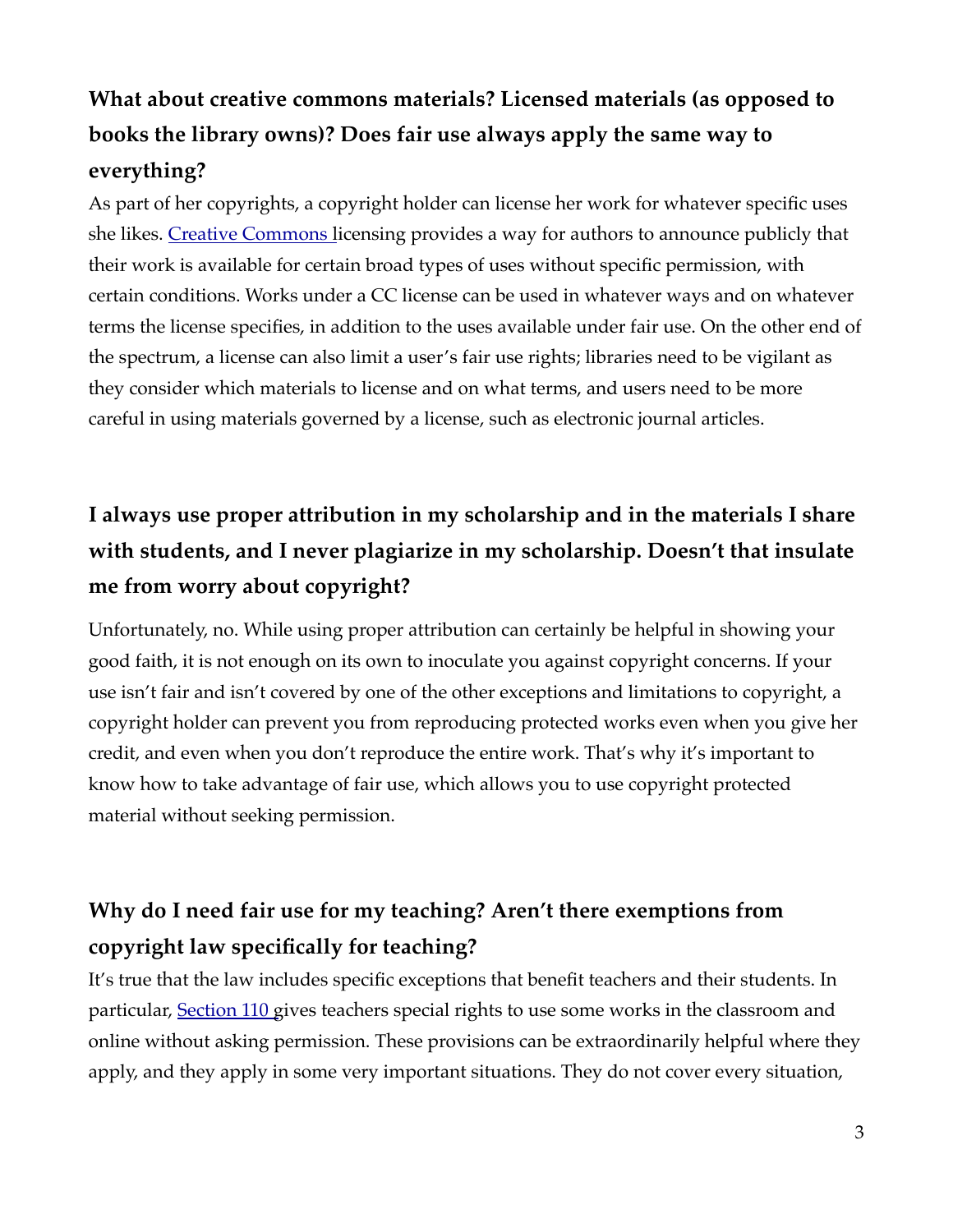### What about creative commons materials? Licensed materials (as opposed to books the library owns)? Does fair use always apply the same way to everything?

As part of her copyrights, a copyright holder can license her work for whatever specific uses she likes. [Creative Commons](#) licensing provides a way for authors to announce publicly that their work is available for certain broad types of uses without specific permission, with certain conditions. Works under a CC license can be used in whatever ways and on whatever terms the license specifies, in addition to the uses available under fair use. On the other end of the spectrum, a license can also limit a user's fair use rights; libraries need to be vigilant as they consider which materials to license and on what terms, and users need to be more careful in using materials governed by a license, such as electronic journal articles.

### I always use proper attribution in my scholarship and in the materials I share with students, and I never plagiarize in my scholarship. Doesn't that insulate me from worry about copyright?

Unfortunately, no. While using proper attribution can certainly be helpful in showing your good faith, it is not enough on its own to inoculate you against copyright concerns. If your use isn't fair and isn't covered by one of the other exceptions and limitations to copyright, a copyright holder can prevent you from reproducing protected works even when you give her credit, and even when you don't reproduce the entire work. That's why it's important to know how to take advantage of fair use, which allows you to use copyright protected material without seeking permission.

### Why do I need fair use for my teaching? Aren't there exemptions from copyright law specifically for teaching?

It's true that the law includes specific exceptions that benefit teachers and their students. In particular, [Section 110](#) gives teachers special rights to use some works in the classroom and online without asking permission. These provisions can be extraordinarily helpful where they apply, and they apply in some very important situations. They do not cover every situation,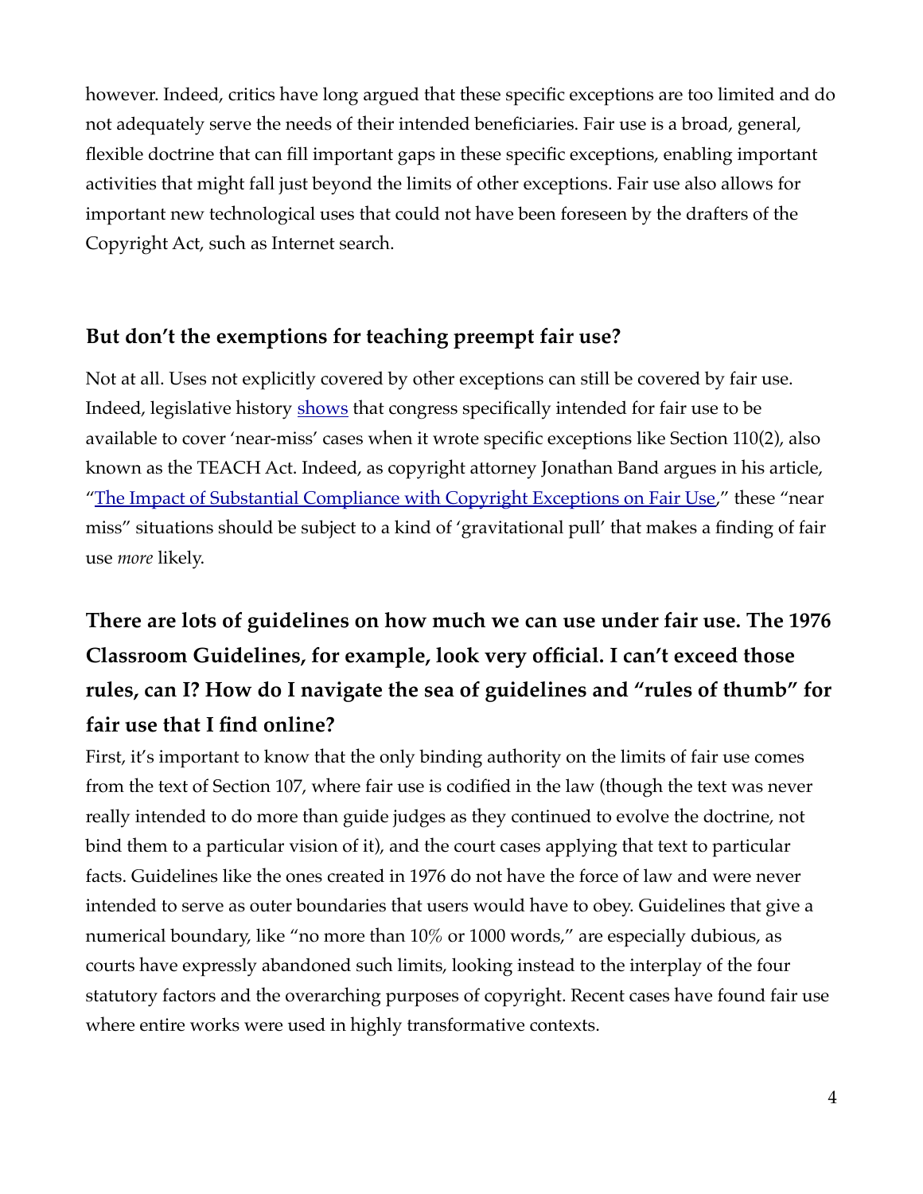however. Indeed, critics have long argued that these specific exceptions are too limited and do not adequately serve the needs of their intended beneficiaries. Fair use is a broad, general, flexible doctrine that can fill important gaps in these specific exceptions, enabling important activities that might fall just beyond the limits of other exceptions. Fair use also allows for important new technological uses that could not have been foreseen by the drafters of the Copyright Act, such as Internet search.

### But don't the exemptions for teaching preempt fair use?

Not at all. Uses not explicitly covered by other exceptions can still be covered by fair use. Indeed, legislative history shows that congress specifically intended for fair use to be available to cover 'near-miss' cases when it wrote specific exceptions like Section 110(2), also known as the TEACH Act. Indeed, as copyright attorney Jonathan Band argues in his article, "The Impact of Substantial Compliance with Copyright Exceptions on Fair Use," these "near miss" situations should be subject to a kind of 'gravitational pull' that makes a finding of fair use *more* likely.

## There are lots of guidelines on how much we can use under fair use. The 1976 Classroom Guidelines, for example, look very official. I can't exceed those rules, can I? How do I navigate the sea of guidelines and "rules of thumb" for fair use that I find online?

First, it's important to know that the only binding authority on the limits of fair use comes from the text of Section 107, where fair use is codified in the law (though the text was never really intended to do more than guide judges as they continued to evolve the doctrine, not bind them to a particular vision of it), and the court cases applying that text to particular facts. Guidelines like the ones created in 1976 do not have the force of law and were never intended to serve as outer boundaries that users would have to obey. Guidelines that give a numerical boundary, like "no more than 10% or 1000 words," are especially dubious, as courts have expressly abandoned such limits, looking instead to the interplay of the four statutory factors and the overarching purposes of copyright. Recent cases have found fair use where entire works were used in highly transformative contexts.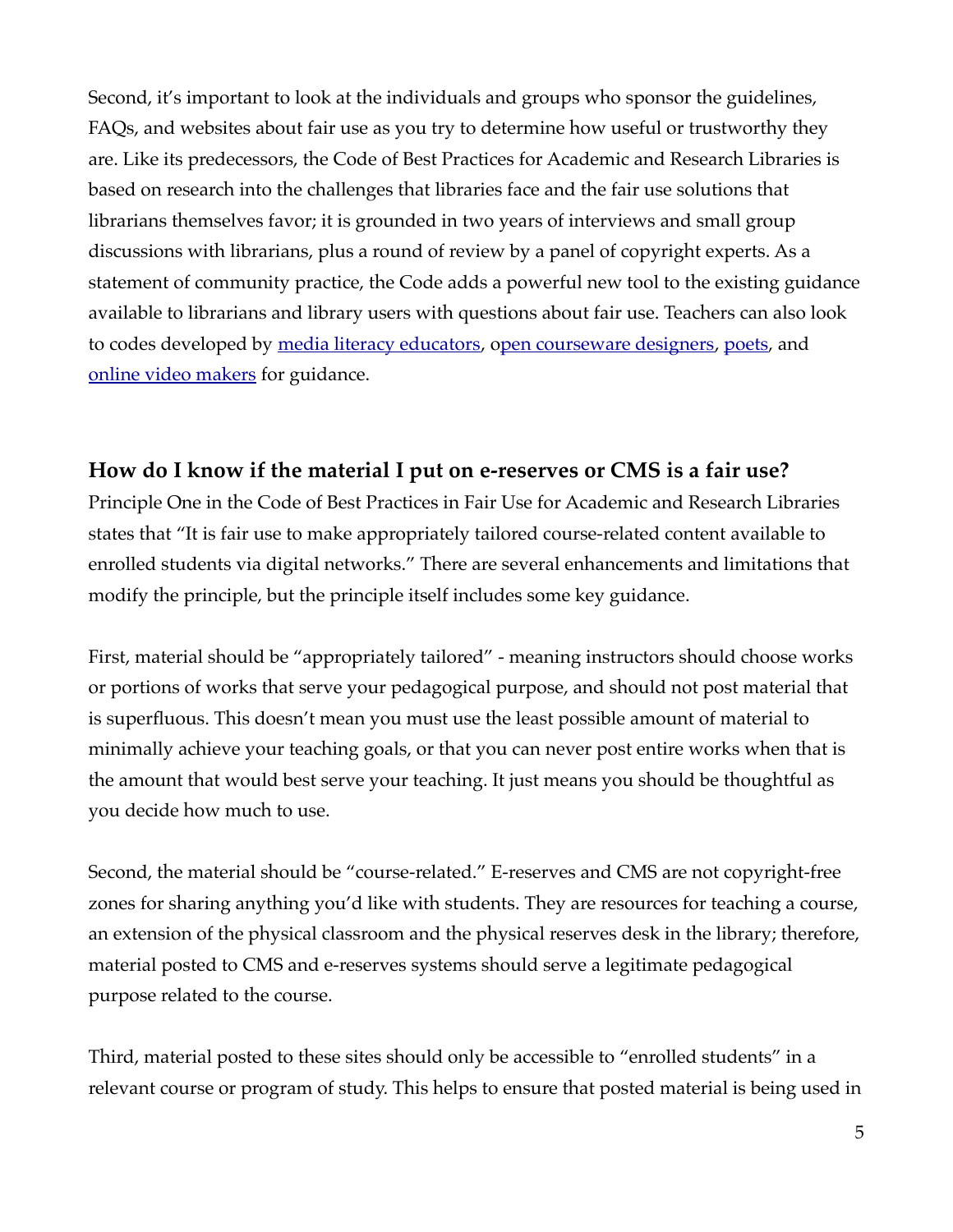Second, it's important to look at the individuals and groups who sponsor the guidelines, FAQs, and websites about fair use as you try to determine how useful or trustworthy they are. Like its predecessors, the Code of Best Practices for Academic and Research Libraries is based on research into the challenges that libraries face and the fair use solutions that librarians themselves favor; it is grounded in two years of interviews and small group discussions with librarians, plus a round of review by a panel of copyright experts. As a statement of community practice, the Code adds a powerful new tool to the existing guidance available to librarians and library users with questions about fair use. Teachers can also look to codes developed by media literacy educators, open courseware designers, poets, and online video makers for guidance.

### How do I know if the material I put on e-reserves or CMS is a fair use?

Principle One in the Code of Best Practices in Fair Use for Academic and Research Libraries states that "It is fair use to make appropriately tailored course-related content available to enrolled students via digital networks." There are several enhancements and limitations that modify the principle, but the principle itself includes some key guidance.

First, material should be "appropriately tailored" - meaning instructors should choose works or portions of works that serve your pedagogical purpose, and should not post material that is superfluous. This doesn't mean you must use the least possible amount of material to minimally achieve your teaching goals, or that you can never post entire works when that is the amount that would best serve your teaching. It just means you should be thoughtful as you decide how much to use.

Second, the material should be "course-related." E-reserves and CMS are not copyright-free zones for sharing anything you'd like with students. They are resources for teaching a course, an extension of the physical classroom and the physical reserves desk in the library; therefore, material posted to CMS and e-reserves systems should serve a legitimate pedagogical purpose related to the course.

Third, material posted to these sites should only be accessible to "enrolled students" in a relevant course or program of study. This helps to ensure that posted material is being used in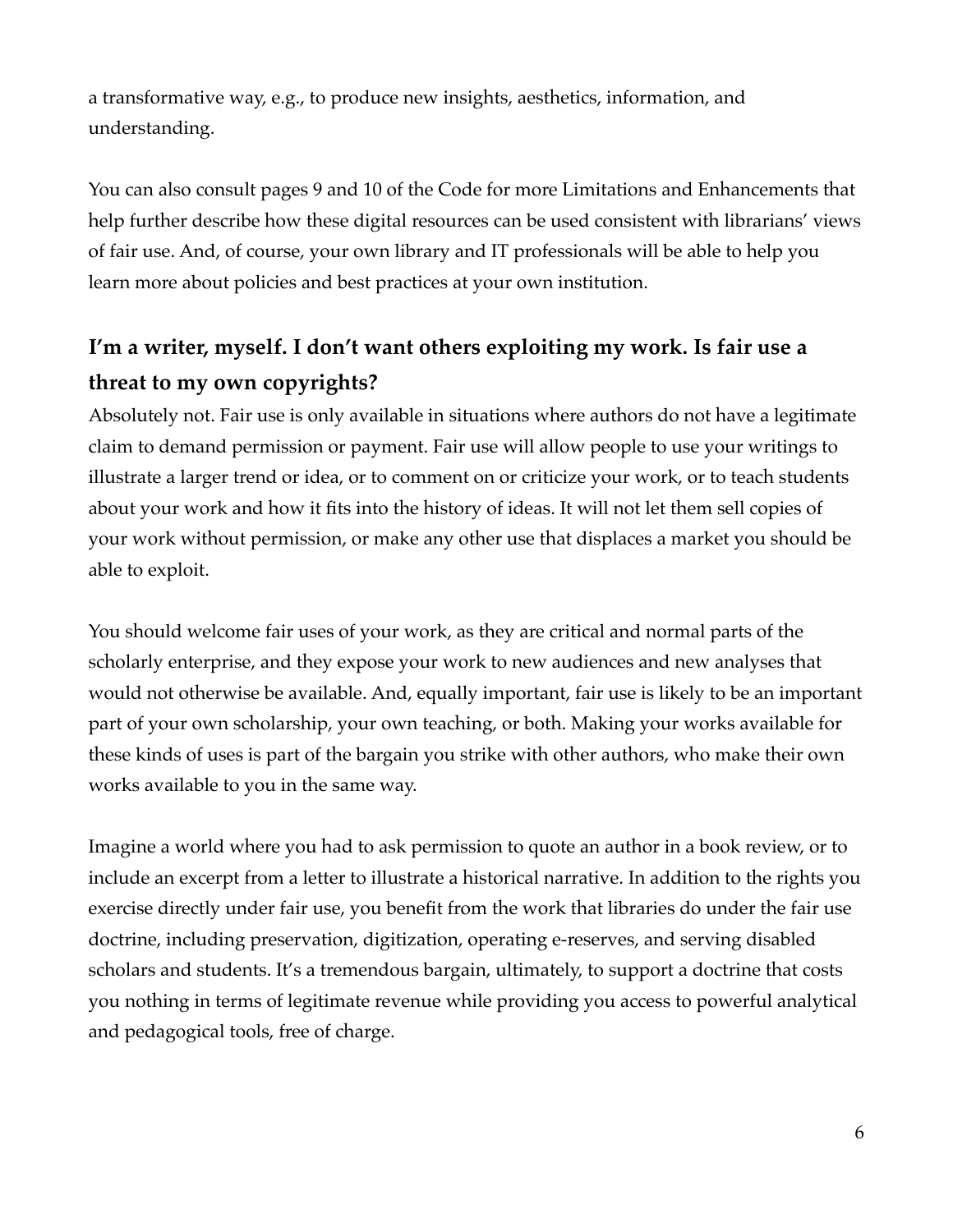a transformative way, e.g., to produce new insights, aesthetics, information, and understanding.

You can also consult pages 9 and 10 of the Code for more Limitations and Enhancements that help further describe how these digital resources can be used consistent with librarians' views of fair use. And, of course, your own library and IT professionals will be able to help you learn more about policies and best practices at your own institution.

## I'm a writer, myself. I don't want others exploiting my work. Is fair use a threat to my own copyrights?

Absolutely not. Fair use is only available in situations where authors do not have a legitimate claim to demand permission or payment. Fair use will allow people to use your writings to illustrate a larger trend or idea, or to comment on or criticize your work, or to teach students about your work and how it fits into the history of ideas. It will not let them sell copies of your work without permission, or make any other use that displaces a market you should be able to exploit.

You should welcome fair uses of your work, as they are critical and normal parts of the scholarly enterprise, and they expose your work to new audiences and new analyses that would not otherwise be available. And, equally important, fair use is likely to be an important part of your own scholarship, your own teaching, or both. Making your works available for these kinds of uses is part of the bargain you strike with other authors, who make their own works available to you in the same way.

Imagine a world where you had to ask permission to quote an author in a book review, or to include an excerpt from a letter to illustrate a historical narrative. In addition to the rights you exercise directly under fair use, you benefit from the work that libraries do under the fair use doctrine, including preservation, digitization, operating e-reserves, and serving disabled scholars and students. It's a tremendous bargain, ultimately, to support a doctrine that costs you nothing in terms of legitimate revenue while providing you access to powerful analytical and pedagogical tools, free of charge.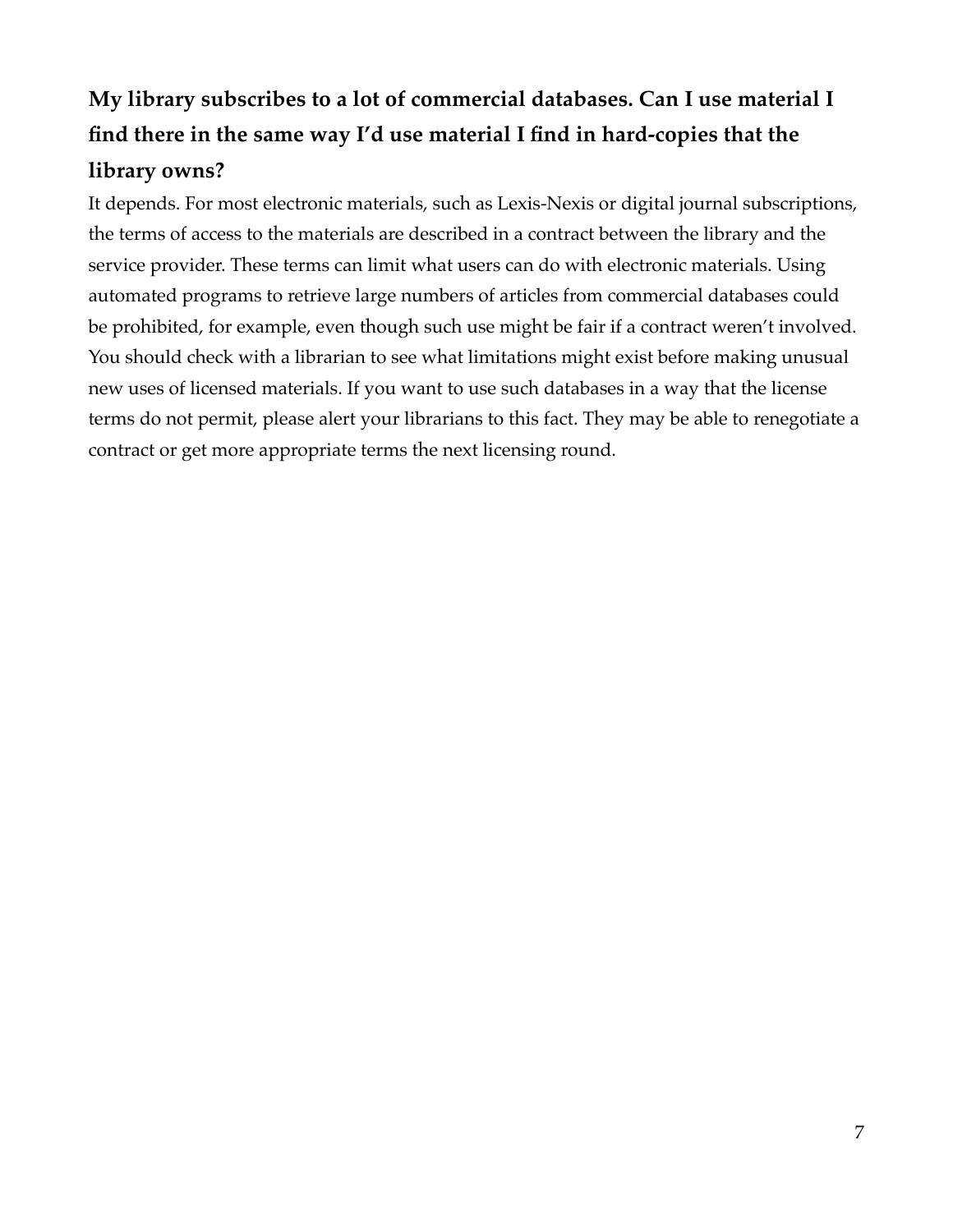### My library subscribes to a lot of commercial databases. Can I use material I find there in the same way I'd use material I find in hard-copies that the library owns?

It depends. For most electronic materials, such as Lexis-Nexis or digital journal subscriptions, the terms of access to the materials are described in a contract between the library and the service provider. These terms can limit what users can do with electronic materials. Using automated programs to retrieve large numbers of articles from commercial databases could be prohibited, for example, even though such use might be fair if a contract weren't involved. You should check with a librarian to see what limitations might exist before making unusual new uses of licensed materials. If you want to use such databases in a way that the license terms do not permit, please alert your librarians to this fact. They may be able to renegotiate a contract or get more appropriate terms the next licensing round.